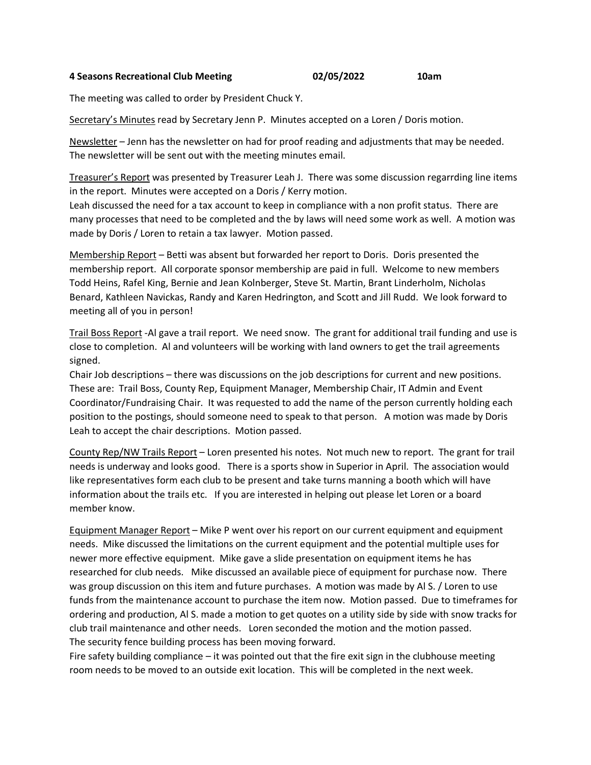**4 Seasons Recreational Club Meeting 02/05/2022 10am**

The meeting was called to order by President Chuck Y.

Secretary's Minutes read by Secretary Jenn P. Minutes accepted on a Loren / Doris motion.

Newsletter – Jenn has the newsletter on had for proof reading and adjustments that may be needed. The newsletter will be sent out with the meeting minutes email.

Treasurer's Report was presented by Treasurer Leah J. There was some discussion regarrding line items in the report. Minutes were accepted on a Doris / Kerry motion.
Leah discussed the need for a tax account to keep in compliance with a non profit status. There are many processes that need to be completed and the by laws will need some work as well. A motion was made by Doris / Loren to retain a tax lawyer. Motion passed.

Membership Report – Betti was absent but forwarded her report to Doris. Doris presented the membership report. All corporate sponsor membership are paid in full. Welcome to new members Todd Heins, Rafel King, Bernie and Jean Kolnberger, Steve St. Martin, Brant Linderholm, Nicholas Benard, Kathleen Navickas, Randy and Karen Hedrington, and Scott and Jill Rudd. We look forward to meeting all of you in person!

Trail Boss Report -Al gave a trail report. We need snow. The grant for additional trail funding and use is close to completion. Al and volunteers will be working with land owners to get the trail agreements signed.
Chair Job descriptions – there was discussions on the job descriptions for current and new positions. These are: Trail Boss, County Rep, Equipment Manager, Membership Chair, IT Admin and Event Coordinator/Fundraising Chair. It was requested to add the name of the person currently holding each position to the postings, should someone need to speak to that person. A motion was made by Doris Leah to accept the chair descriptions. Motion passed.

County Rep/NW Trails Report – Loren presented his notes. Not much new to report. The grant for trail needs is underway and looks good. There is a sports show in Superior in April. The association would like representatives form each club to be present and take turns manning a booth which will have information about the trails etc. If you are interested in helping out please let Loren or a board member know.

Equipment Manager Report – Mike P went over his report on our current equipment and equipment needs. Mike discussed the limitations on the current equipment and the potential multiple uses for newer more effective equipment. Mike gave a slide presentation on equipment items he has researched for club needs. Mike discussed an available piece of equipment for purchase now. There was group discussion on this item and future purchases. A motion was made by Al S. / Loren to use funds from the maintenance account to purchase the item now. Motion passed. Due to timeframes for ordering and production, Al S. made a motion to get quotes on a utility side by side with snow tracks for club trail maintenance and other needs. Loren seconded the motion and the motion passed.
The security fence building process has been moving forward.
Fire safety building compliance – it was pointed out that the fire exit sign in the clubhouse meeting room needs to be moved to an outside exit location. This will be completed in the next week.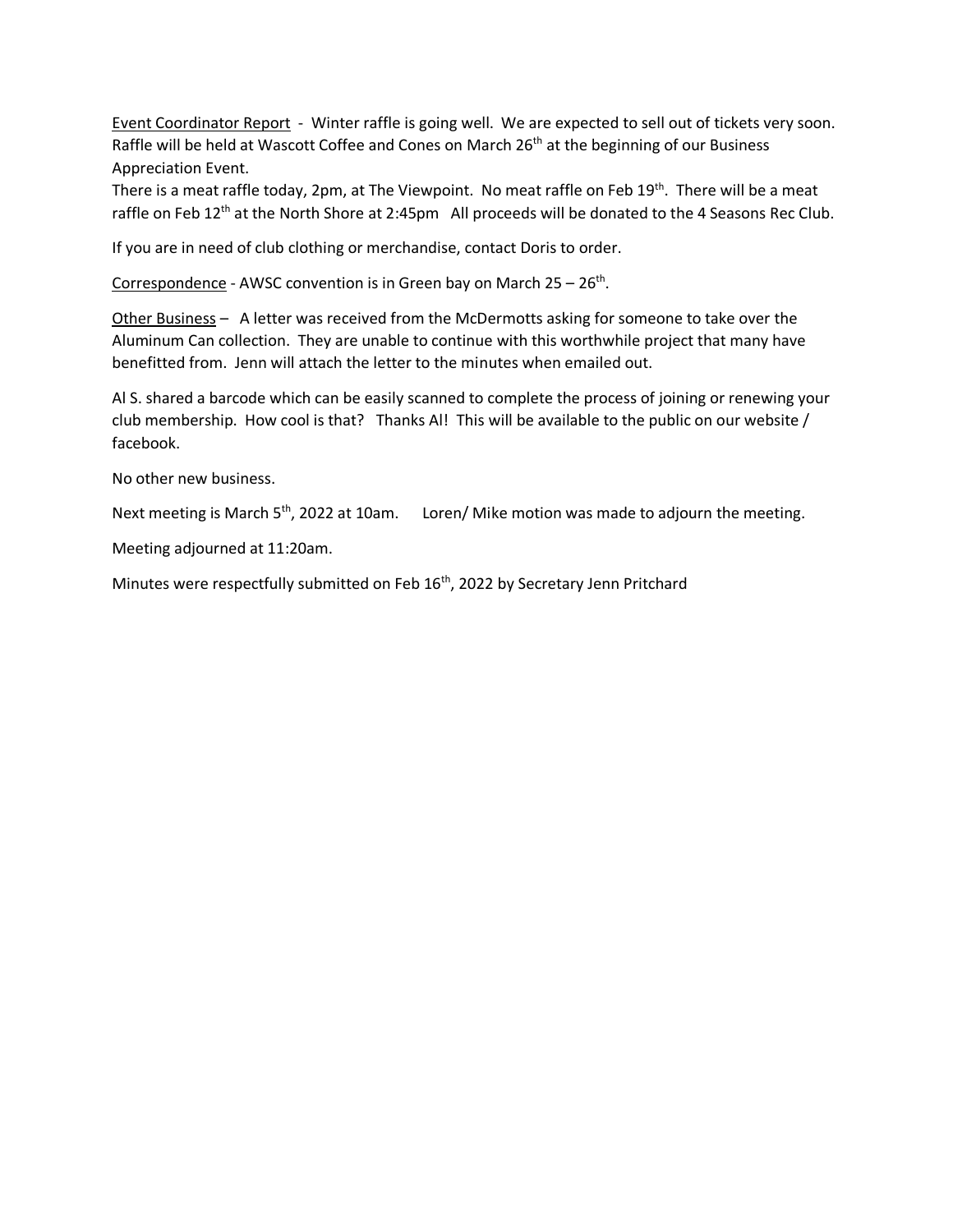<u>Event Coordinator Report</u> - Winter raffle is going well. We are expected to sell out of tickets very soon. Raffle will be held at Wascott Coffee and Cones on March 26th at the beginning of our Business Appreciation Event.

There is a meat raffle today, 2pm, at The Viewpoint. No meat raffle on Feb 19th. There will be a meat raffle on Feb 12th at the North Shore at 2:45pm All proceeds will be donated to the 4 Seasons Rec Club.

If you are in need of club clothing or merchandise, contact Doris to order.

<u>Correspondence</u> - AWSC convention is in Green bay on March 25 – 26th.

<u>Other Business</u> – A letter was received from the McDermotts asking for someone to take over the Aluminum Can collection. They are unable to continue with this worthwhile project that many have benefitted from. Jenn will attach the letter to the minutes when emailed out.

Al S. shared a barcode which can be easily scanned to complete the process of joining or renewing your club membership. How cool is that? Thanks Al! This will be available to the public on our website / facebook.

No other new business.

Next meeting is March 5th, 2022 at 10am. Loren/ Mike motion was made to adjourn the meeting.

Meeting adjourned at 11:20am.

Minutes were respectfully submitted on Feb 16th, 2022 by Secretary Jenn Pritchard